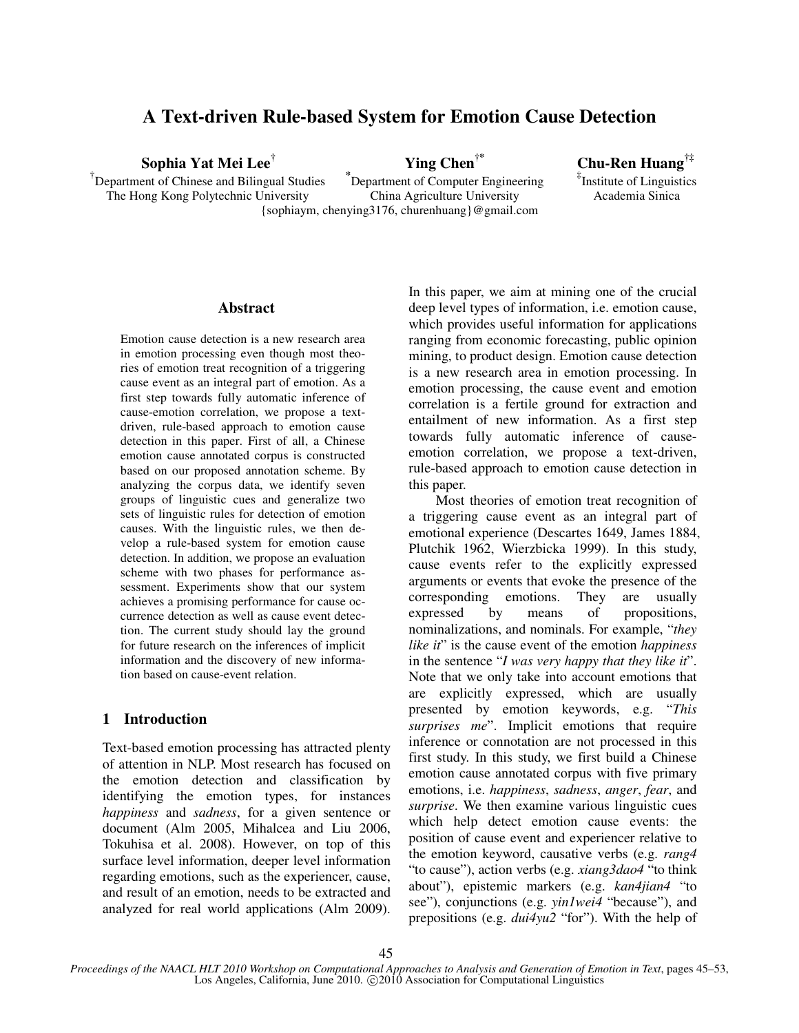# A Text-driven Rule-based System for Emotion Cause Detection

**Sophia Yat Mei Lee**[†]
[†]Department of Chinese and Bilingual Studies
The Hong Kong Polytechnic University

**Ying Chen**[†*]
[*]Department of Computer Engineering
China Agriculture University

**Chu-Ren Huang**[†‡]
[‡]Institute of Linguistics
Academia Sinica

{sophiaym, chenying3176, churenhuang}@gmail.com

## Abstract

Emotion cause detection is a new research area in emotion processing even though most theories of emotion treat recognition of a triggering cause event as an integral part of emotion. As a first step towards fully automatic inference of cause-emotion correlation, we propose a text-driven, rule-based approach to emotion cause detection in this paper. First of all, a Chinese emotion cause annotated corpus is constructed based on our proposed annotation scheme. By analyzing the corpus data, we identify seven groups of linguistic cues and generalize two sets of linguistic rules for detection of emotion causes. With the linguistic rules, we then develop a rule-based system for emotion cause detection. In addition, we propose an evaluation scheme with two phases for performance assessment. Experiments show that our system achieves a promising performance for cause occurrence detection as well as cause event detection. The current study should lay the ground for future research on the inferences of implicit information and the discovery of new information based on cause-event relation.

## 1 Introduction

Text-based emotion processing has attracted plenty of attention in NLP. Most research has focused on the emotion detection and classification by identifying the emotion types, for instances *happiness* and *sadness*, for a given sentence or document (Alm 2005, Mihalcea and Liu 2006, Tokuhisa et al. 2008). However, on top of this surface level information, deeper level information regarding emotions, such as the experiencer, cause, and result of an emotion, needs to be extracted and analyzed for real world applications (Alm 2009). In this paper, we aim at mining one of the crucial deep level types of information, i.e. emotion cause, which provides useful information for applications ranging from economic forecasting, public opinion mining, to product design. Emotion cause detection is a new research area in emotion processing. In emotion processing, the cause event and emotion correlation is a fertile ground for extraction and entailment of new information. As a first step towards fully automatic inference of cause-emotion correlation, we propose a text-driven, rule-based approach to emotion cause detection in this paper.

Most theories of emotion treat recognition of a triggering cause event as an integral part of emotional experience (Descartes 1649, James 1884, Plutchik 1962, Wierzbicka 1999). In this study, cause events refer to the explicitly expressed arguments or events that evoke the presence of the corresponding emotions. They are usually expressed by means of propositions, nominalizations, and nominals. For example, "*they like it*" is the cause event of the emotion *happiness* in the sentence "*I was very happy that they like it*". Note that we only take into account emotions that are explicitly expressed, which are usually presented by emotion keywords, e.g. "*This surprises me*". Implicit emotions that require inference or connotation are not processed in this first study. In this study, we first build a Chinese emotion cause annotated corpus with five primary emotions, i.e. *happiness*, *sadness*, *anger*, *fear*, and *surprise*. We then examine various linguistic cues which help detect emotion cause events: the position of cause event and experiencer relative to the emotion keyword, causative verbs (e.g. *rang4* "to cause"), action verbs (e.g. *xiang3dao4* "to think about"), epistemic markers (e.g. *kan4jian4* "to see"), conjunctions (e.g. *yin1wei4* "because"), and prepositions (e.g. *dui4yu2* "for"). With the help of

Proceedings of the NAACL HLT 2010 Workshop on Computational Approaches to Analysis and Generation of Emotion in Text, pages 45–53, Los Angeles, California, June 2010. ©2010 Association for Computational Linguistics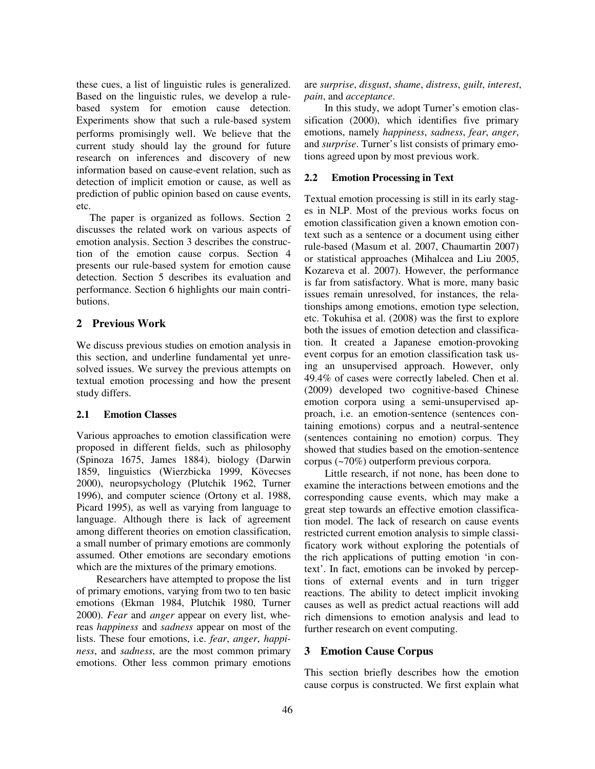these cues, a list of linguistic rules is generalized. Based on the linguistic rules, we develop a rule-based system for emotion cause detection. Experiments show that such a rule-based system performs promisingly well. We believe that the current study should lay the ground for future research on inferences and discovery of new information based on cause-event relation, such as detection of implicit emotion or cause, as well as prediction of public opinion based on cause events, etc.

The paper is organized as follows. Section 2 discusses the related work on various aspects of emotion analysis. Section 3 describes the construction of the emotion cause corpus. Section 4 presents our rule-based system for emotion cause detection. Section 5 describes its evaluation and performance. Section 6 highlights our main contributions.

## 2 Previous Work

We discuss previous studies on emotion analysis in this section, and underline fundamental yet unresolved issues. We survey the previous attempts on textual emotion processing and how the present study differs.

### 2.1 Emotion Classes

Various approaches to emotion classification were proposed in different fields, such as philosophy (Spinoza 1675, James 1884), biology (Darwin 1859, linguistics (Wierzbicka 1999, Kövecses 2000), neuropsychology (Plutchik 1962, Turner 1996), and computer science (Ortony et al. 1988, Picard 1995), as well as varying from language to language. Although there is lack of agreement among different theories on emotion classification, a small number of primary emotions are commonly assumed. Other emotions are secondary emotions which are the mixtures of the primary emotions.

Researchers have attempted to propose the list of primary emotions, varying from two to ten basic emotions (Ekman 1984, Plutchik 1980, Turner 2000). *Fear* and *anger* appear on every list, whereas *happiness* and *sadness* appear on most of the lists. These four emotions, i.e. *fear*, *anger*, *happiness*, and *sadness*, are the most common primary emotions. Other less common primary emotions are *surprise*, *disgust*, *shame*, *distress*, *guilt*, *interest*, *pain*, and *acceptance*.

In this study, we adopt Turner's emotion classification (2000), which identifies five primary emotions, namely *happiness*, *sadness*, *fear*, *anger*, and *surprise*. Turner's list consists of primary emotions agreed upon by most previous work.

### 2.2 Emotion Processing in Text

Textual emotion processing is still in its early stages in NLP. Most of the previous works focus on emotion classification given a known emotion context such as a sentence or a document using either rule-based (Masum et al. 2007, Chaumartin 2007) or statistical approaches (Mihalcea and Liu 2005, Kozareva et al. 2007). However, the performance is far from satisfactory. What is more, many basic issues remain unresolved, for instances, the relationships among emotions, emotion type selection, etc. Tokuhisa et al. (2008) was the first to explore both the issues of emotion detection and classification. It created a Japanese emotion-provoking event corpus for an emotion classification task using an unsupervised approach. However, only 49.4% of cases were correctly labeled. Chen et al. (2009) developed two cognitive-based Chinese emotion corpora using a semi-unsupervised approach, i.e. an emotion-sentence (sentences containing emotions) corpus and a neutral-sentence (sentences containing no emotion) corpus. They showed that studies based on the emotion-sentence corpus (~70%) outperform previous corpora.

Little research, if not none, has been done to examine the interactions between emotions and the corresponding cause events, which may make a great step towards an effective emotion classification model. The lack of research on cause events restricted current emotion analysis to simple classificatory work without exploring the potentials of the rich applications of putting emotion 'in context'. In fact, emotions can be invoked by perceptions of external events and in turn trigger reactions. The ability to detect implicit invoking causes as well as predict actual reactions will add rich dimensions to emotion analysis and lead to further research on event computing.

## 3 Emotion Cause Corpus

This section briefly describes how the emotion cause corpus is constructed. We first explain what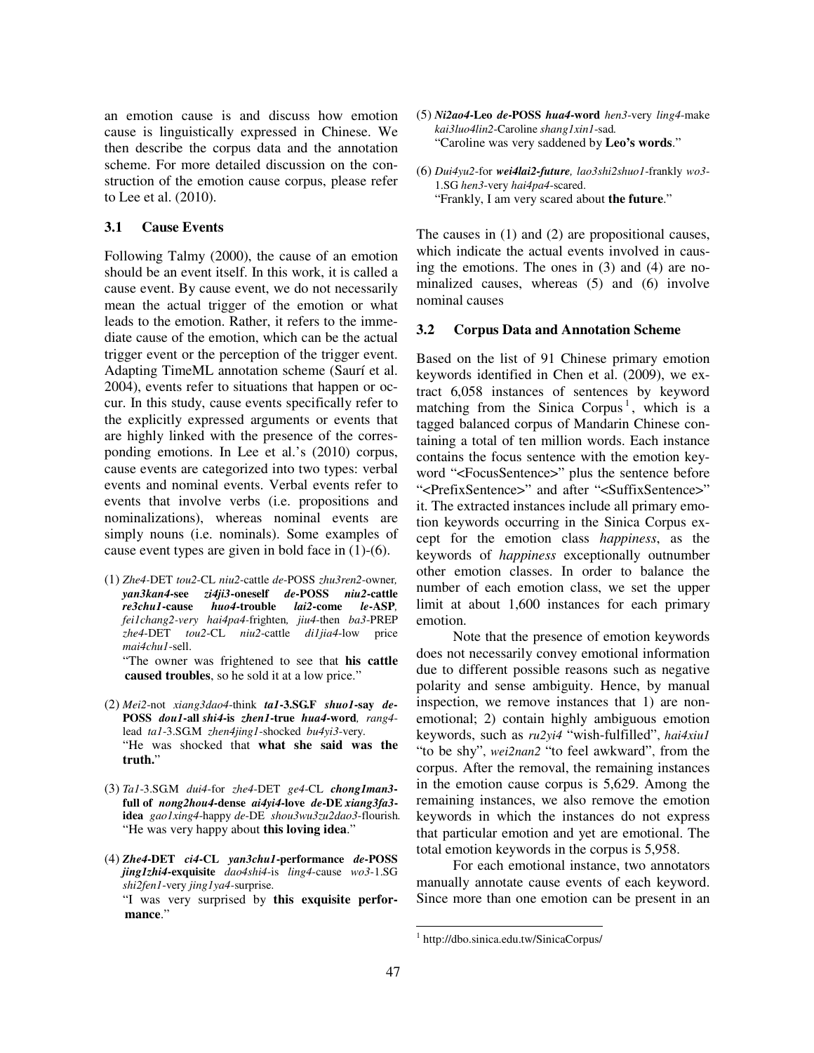an emotion cause is and discuss how emotion cause is linguistically expressed in Chinese. We then describe the corpus data and the annotation scheme. For more detailed discussion on the construction of the emotion cause corpus, please refer to Lee et al. (2010).

### 3.1 Cause Events

Following Talmy (2000), the cause of an emotion should be an event itself. In this work, it is called a cause event. By cause event, we do not necessarily mean the actual trigger of the emotion or what leads to the emotion. Rather, it refers to the immediate cause of the emotion, which can be the actual trigger event or the perception of the trigger event. Adapting TimeML annotation scheme (Saurí et al. 2004), events refer to situations that happen or occur. In this study, cause events specifically refer to the explicitly expressed arguments or events that are highly linked with the presence of the corresponding emotions. In Lee et al.'s (2010) corpus, cause events are categorized into two types: verbal events and nominal events. Verbal events refer to events that involve verbs (i.e. propositions and nominalizations), whereas nominal events are simply nouns (i.e. nominals). Some examples of cause event types are given in bold face in (1)-(6).

(1) *Zhe4*-DET *tou2*-CL *niu2*-cattle *de*-POSS *zhu3ren2*-owner, ***yan3kan4*-see *zi4ji3*-oneself *de*-POSS *niu2*-cattle *re3chu1*-cause *huo4*-trouble *lai2*-come *le*-ASP**, *fei1chang2-very hai4pa4*-frighten, *jiu4*-then *ba3*-PREP *zhe4*-DET *tou2*-CL *niu2*-cattle *di1jia4*-low price *mai4chu1*-sell.
"The owner was frightened to see that **his cattle caused troubles**, so he sold it at a low price."

(2) *Mei2*-not *xiang3dao4*-think ***ta1*-3.SG.F *shuo1*-say *de*-POSS *dou1*-all *shi4*-is *zhen1*-true *hua4*-word**, *rang4*-lead *ta1*-3.SG.M *zhen4jing1*-shocked *bu4yi3*-very.
"He was shocked that **what she said was the truth.**"

(3) *Ta1*-3.SG.M *dui4*-for *zhe4*-DET *ge4*-CL ***chong1man3*-full of *nong2hou4*-dense *ai4yi4*-love *de*-DE *xiang3fa3*-idea** *gao1xing4*-happy *de*-DE *shou3wu3zu2dao3*-flourish.
"He was very happy about **this loving idea**."

(4) ***Zhe4*-DET *ci4*-CL *yan3chu1*-performance *de*-POSS *jing1zhi4*-exquisite** *dao4shi4*-is *ling4*-cause *wo3*-1.SG *shi2fen1*-very *jing1ya4*-surprise.
"I was very surprised by **this exquisite performance**."

(5) ***Ni2ao4*-Leo *de*-POSS *hua4*-word** *hen3*-very *ling4*-make *kai3luo4lin2*-Caroline *shang1xin1*-sad.
"Caroline was very saddened by **Leo's words**."

(6) *Dui4yu2*-for ***wei4lai2*-future**, *lao3shi2shuo1*-frankly *wo3*-1.SG *hen3*-very *hai4pa4*-scared.
"Frankly, I am very scared about **the future**."

The causes in (1) and (2) are propositional causes, which indicate the actual events involved in causing the emotions. The ones in (3) and (4) are nominalized causes, whereas (5) and (6) involve nominal causes

### 3.2 Corpus Data and Annotation Scheme

Based on the list of 91 Chinese primary emotion keywords identified in Chen et al. (2009), we extract 6,058 instances of sentences by keyword matching from the Sinica Corpus[1], which is a tagged balanced corpus of Mandarin Chinese containing a total of ten million words. Each instance contains the focus sentence with the emotion keyword "<FocusSentence>" plus the sentence before "<PrefixSentence>" and after "<SuffixSentence>" it. The extracted instances include all primary emotion keywords occurring in the Sinica Corpus except for the emotion class *happiness*, as the keywords of *happiness* exceptionally outnumber other emotion classes. In order to balance the number of each emotion class, we set the upper limit at about 1,600 instances for each primary emotion.

Note that the presence of emotion keywords does not necessarily convey emotional information due to different possible reasons such as negative polarity and sense ambiguity. Hence, by manual inspection, we remove instances that 1) are non-emotional; 2) contain highly ambiguous emotion keywords, such as *ru2yi4* "wish-fulfilled", *hai4xiu1* "to be shy", *wei2nan2* "to feel awkward", from the corpus. After the removal, the remaining instances in the emotion cause corpus is 5,629. Among the remaining instances, we also remove the emotion keywords in which the instances do not express that particular emotion and yet are emotional. The total emotion keywords in the corpus is 5,958.

For each emotional instance, two annotators manually annotate cause events of each keyword. Since more than one emotion can be present in an

[1] http://dbo.sinica.edu.tw/SinicaCorpus/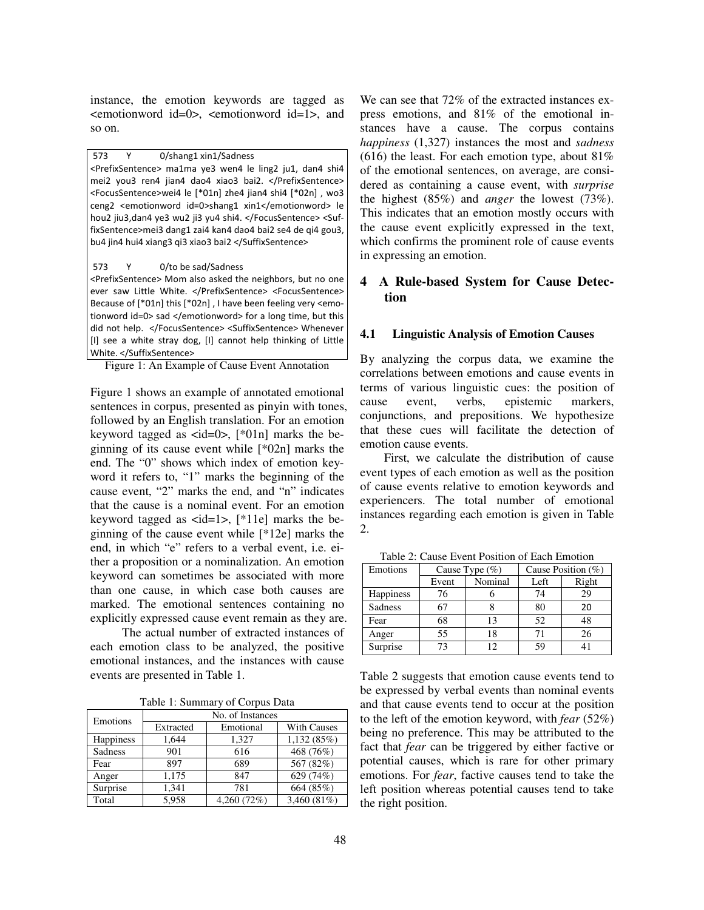instance, the emotion keywords are tagged as <emotionword id=0>, <emotionword id=1>, and so on.

```
573    Y    0/shang1 xin1/Sadness
<PrefixSentence> ma1ma ye3 wen4 le ling2 ju1, dan4 shi4 mei2 you3 ren4 jian4 dao4 xiao3 bai2. </PrefixSentence> <FocusSentence>wei4 le [*01n] zhe4 jian4 shi4 [*02n] , wo3 ceng2 <emotionword id=0>shang1 xin1</emotionword> le hou2 jiu3,dan4 ye3 wu2 ji3 yu4 shi4. </FocusSentence> <SuffixSentence>mei3 dang1 zai4 kan4 dao4 bai2 se4 de qi4 gou3, bu4 jin4 hui4 xiang3 qi3 xiao3 bai2 </SuffixSentence>

573    Y    0/to be sad/Sadness
<PrefixSentence> Mom also asked the neighbors, but no one ever saw Little White. </PrefixSentence> <FocusSentence> Because of [*01n] this [*02n] , I have been feeling very <emotionword id=0> sad </emotionword> for a long time, but this did not help. </FocusSentence> <SuffixSentence> Whenever [I] see a white stray dog, [I] cannot help thinking of Little White. </SuffixSentence>
```

Figure 1: An Example of Cause Event Annotation

Figure 1 shows an example of annotated emotional sentences in corpus, presented as pinyin with tones, followed by an English translation. For an emotion keyword tagged as <id=0>, [*01n] marks the beginning of its cause event while [*02n] marks the end. The "0" shows which index of emotion keyword it refers to, "1" marks the beginning of the cause event, "2" marks the end, and "n" indicates that the cause is a nominal event. For an emotion keyword tagged as <id=1>, [*11e] marks the beginning of the cause event while [*12e] marks the end, in which "e" refers to a verbal event, i.e. either a proposition or a nominalization. An emotion keyword can sometimes be associated with more than one cause, in which case both causes are marked. The emotional sentences containing no explicitly expressed cause event remain as they are.

The actual number of extracted instances of each emotion class to be analyzed, the positive emotional instances, and the instances with cause events are presented in Table 1.

Table 1: Summary of Corpus Data

| Emotions | No. of Instances | | |
|---|---|---|---|
| | Extracted | Emotional | With Causes |
| Happiness | 1,644 | 1,327 | 1,132 (85%) |
| Sadness | 901 | 616 | 468 (76%) |
| Fear | 897 | 689 | 567 (82%) |
| Anger | 1,175 | 847 | 629 (74%) |
| Surprise | 1,341 | 781 | 664 (85%) |
| Total | 5,958 | 4,260 (72%) | 3,460 (81%) |

We can see that 72% of the extracted instances express emotions, and 81% of the emotional instances have a cause. The corpus contains *happiness* (1,327) instances the most and *sadness* (616) the least. For each emotion type, about 81% of the emotional sentences, on average, are considered as containing a cause event, with *surprise* the highest (85%) and *anger* the lowest (73%). This indicates that an emotion mostly occurs with the cause event explicitly expressed in the text, which confirms the prominent role of cause events in expressing an emotion.

## 4 A Rule-based System for Cause Detection

### 4.1 Linguistic Analysis of Emotion Causes

By analyzing the corpus data, we examine the correlations between emotions and cause events in terms of various linguistic cues: the position of cause event, verbs, epistemic markers, conjunctions, and prepositions. We hypothesize that these cues will facilitate the detection of emotion cause events.

First, we calculate the distribution of cause event types of each emotion as well as the position of cause events relative to emotion keywords and experiencers. The total number of emotional instances regarding each emotion is given in Table 2.

Table 2: Cause Event Position of Each Emotion

| Emotions | Cause Type (%) | | Cause Position (%) | |
|---|---|---|---|---|
| | Event | Nominal | Left | Right |
| Happiness | 76 | 6 | 74 | 29 |
| Sadness | 67 | 8 | 80 | 20 |
| Fear | 68 | 13 | 52 | 48 |
| Anger | 55 | 18 | 71 | 26 |
| Surprise | 73 | 12 | 59 | 41 |

Table 2 suggests that emotion cause events tend to be expressed by verbal events than nominal events and that cause events tend to occur at the position to the left of the emotion keyword, with *fear* (52%) being no preference. This may be attributed to the fact that *fear* can be triggered by either factive or potential causes, which is rare for other primary emotions. For *fear*, factive causes tend to take the left position whereas potential causes tend to take the right position.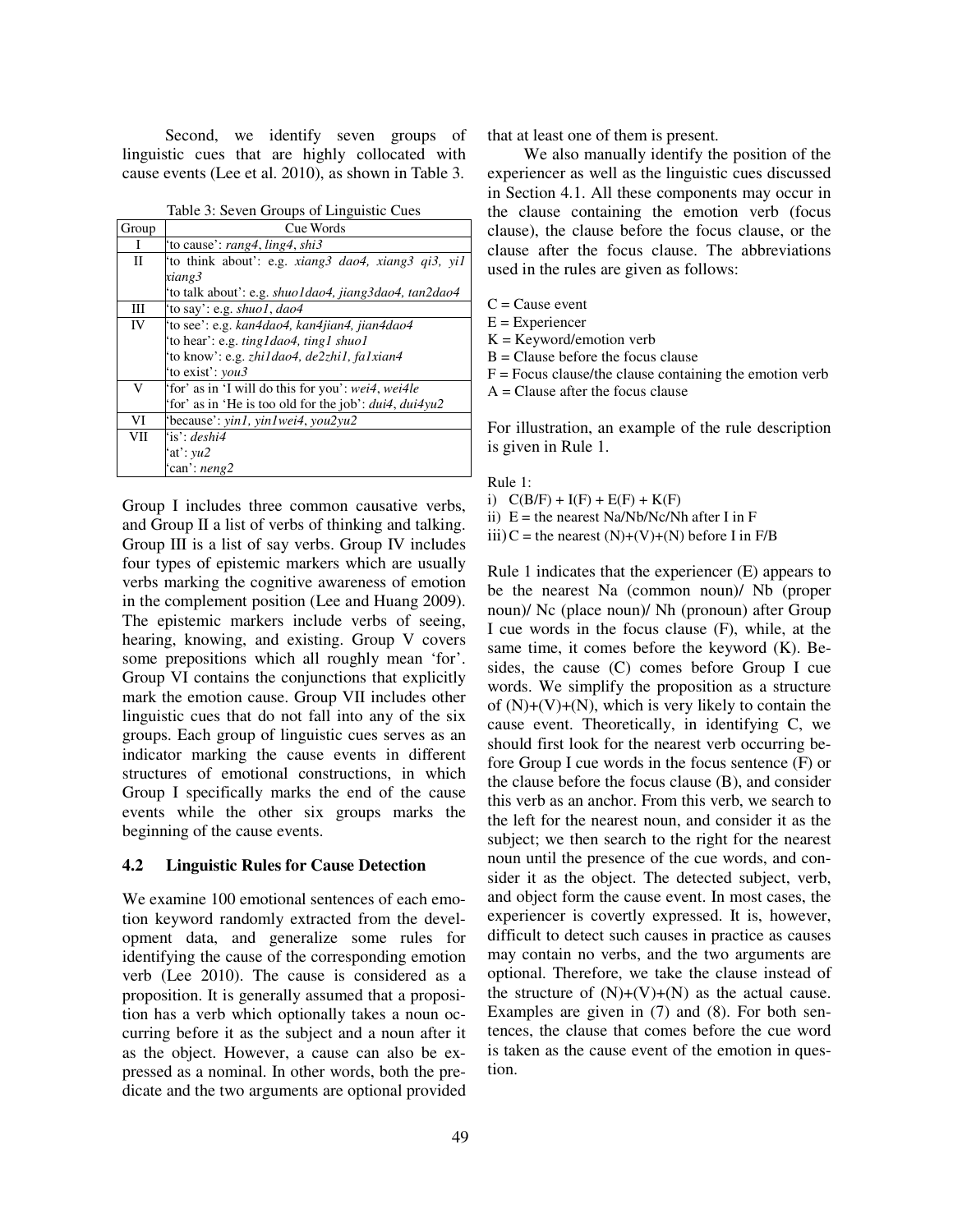Second, we identify seven groups of linguistic cues that are highly collocated with cause events (Lee et al. 2010), as shown in Table 3.

Table 3: Seven Groups of Linguistic Cues

| Group | Cue Words |
|---|---|
| I | 'to cause': *rang4*, *ling4*, *shi3* |
| II | 'to think about': e.g. *xiang3 dao4, xiang3 qi3, yi1 xiang3*<br>'to talk about': e.g. *shuo1dao4, jiang3dao4, tan2dao4* |
| III | 'to say': e.g. *shuo1*, *dao4* |
| IV | 'to see': e.g. *kan4dao4, kan4jian4, jian4dao4*<br>'to hear': e.g. *ting1dao4, ting1 shuo1*<br>'to know': e.g. *zhi1dao4, de2zhi1, fa1xian4*<br>'to exist': *you3* |
| V | 'for' as in 'I will do this for you': *wei4*, *wei4le*<br>'for' as in 'He is too old for the job': *dui4*, *dui4yu2* |
| VI | 'because': *yin1, yin1wei4, you2yu2* |
| VII | 'is': *deshi4*<br>'at': *yu2*<br>'can': *neng2* |

Group I includes three common causative verbs, and Group II a list of verbs of thinking and talking. Group III is a list of say verbs. Group IV includes four types of epistemic markers which are usually verbs marking the cognitive awareness of emotion in the complement position (Lee and Huang 2009). The epistemic markers include verbs of seeing, hearing, knowing, and existing. Group V covers some prepositions which all roughly mean 'for'. Group VI contains the conjunctions that explicitly mark the emotion cause. Group VII includes other linguistic cues that do not fall into any of the six groups. Each group of linguistic cues serves as an indicator marking the cause events in different structures of emotional constructions, in which Group I specifically marks the end of the cause events while the other six groups marks the beginning of the cause events.

### 4.2 Linguistic Rules for Cause Detection

We examine 100 emotional sentences of each emotion keyword randomly extracted from the development data, and generalize some rules for identifying the cause of the corresponding emotion verb (Lee 2010). The cause is considered as a proposition. It is generally assumed that a proposition has a verb which optionally takes a noun occurring before it as the subject and a noun after it as the object. However, a cause can also be expressed as a nominal. In other words, both the predicate and the two arguments are optional provided that at least one of them is present.

We also manually identify the position of the experiencer as well as the linguistic cues discussed in Section 4.1. All these components may occur in the clause containing the emotion verb (focus clause), the clause before the focus clause, or the clause after the focus clause. The abbreviations used in the rules are given as follows:

C = Cause event
E = Experiencer
K = Keyword/emotion verb
B = Clause before the focus clause
F = Focus clause/the clause containing the emotion verb
A = Clause after the focus clause

For illustration, an example of the rule description is given in Rule 1.

Rule 1:
i) C(B/F) + I(F) + E(F) + K(F)
ii) E = the nearest Na/Nb/Nc/Nh after I in F
iii) C = the nearest (N)+(V)+(N) before I in F/B

Rule 1 indicates that the experiencer (E) appears to be the nearest Na (common noun)/ Nb (proper noun)/ Nc (place noun)/ Nh (pronoun) after Group I cue words in the focus clause (F), while, at the same time, it comes before the keyword (K). Besides, the cause (C) comes before Group I cue words. We simplify the proposition as a structure of (N)+(V)+(N), which is very likely to contain the cause event. Theoretically, in identifying C, we should first look for the nearest verb occurring before Group I cue words in the focus sentence (F) or the clause before the focus clause (B), and consider this verb as an anchor. From this verb, we search to the left for the nearest noun, and consider it as the subject; we then search to the right for the nearest noun until the presence of the cue words, and consider it as the object. The detected subject, verb, and object form the cause event. In most cases, the experiencer is covertly expressed. It is, however, difficult to detect such causes in practice as causes may contain no verbs, and the two arguments are optional. Therefore, we take the clause instead of the structure of (N)+(V)+(N) as the actual cause. Examples are given in (7) and (8). For both sentences, the clause that comes before the cue word is taken as the cause event of the emotion in question.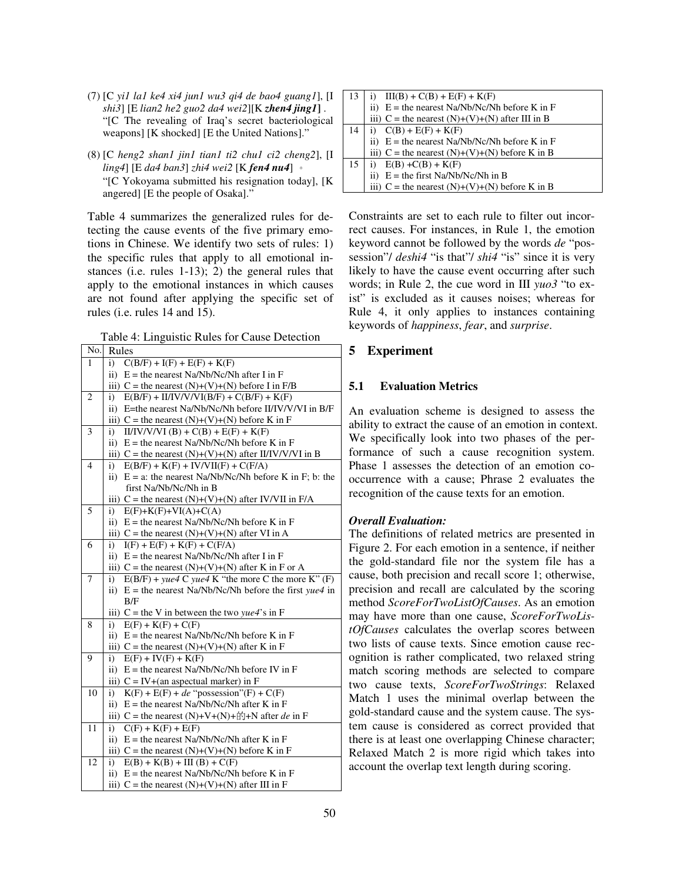(7) [C *yi1 la1 ke4 xi4 jun1 wu3 qi4 de bao4 guang1*], [I *shi3*] [E *lian2 he2 guo2 da4 wei2*][K ***zhen4 jing1***] .
"[C The revealing of Iraq's secret bacteriological weapons] [K shocked] [E the United Nations]."

(8) [C *heng2 shan1 jin1 tian1 ti2 chu1 ci2 cheng2*], [I *ling4*] [E *da4 ban3*] *zhi4 wei2* [K ***fen4 nu4***] 。
"[C Yokoyama submitted his resignation today], [K angered] [E the people of Osaka]."

Table 4 summarizes the generalized rules for detecting the cause events of the five primary emotions in Chinese. We identify two sets of rules: 1) the specific rules that apply to all emotional instances (i.e. rules 1-13); 2) the general rules that apply to the emotional instances in which causes are not found after applying the specific set of rules (i.e. rules 14 and 15).

Table 4: Linguistic Rules for Cause Detection

| No. | Rules |
|---|---|
| 1 | i) C(B/F) + I(F) + E(F) + K(F)<br>ii) E = the nearest Na/Nb/Nc/Nh after I in F<br>iii) C = the nearest (N)+(V)+(N) before I in F/B |
| 2 | i) E(B/F) + II/IV/V/VI(B/F) + C(B/F) + K(F)<br>ii) E=the nearest Na/Nb/Nc/Nh before II/IV/V/VI in B/F<br>iii) C = the nearest (N)+(V)+(N) before K in F |
| 3 | i) II/IV/V/VI (B) + C(B) + E(F) + K(F)<br>ii) E = the nearest Na/Nb/Nc/Nh before K in F<br>iii) C = the nearest (N)+(V)+(N) after II/IV/V/VI in B |
| 4 | i) E(B/F) + K(F) + IV/VII(F) + C(F/A)<br>ii) E = a: the nearest Na/Nb/Nc/Nh before K in F; b: the first Na/Nb/Nc/Nh in B<br>iii) C = the nearest (N)+(V)+(N) after IV/VII in F/A |
| 5 | i) E(F)+K(F)+VI(A)+C(A)<br>ii) E = the nearest Na/Nb/Nc/Nh before K in F<br>iii) C = the nearest (N)+(V)+(N) after VI in A |
| 6 | i) I(F) + E(F) + K(F) + C(F/A)<br>ii) E = the nearest Na/Nb/Nc/Nh after I in F<br>iii) C = the nearest (N)+(V)+(N) after K in F or A |
| 7 | i) E(B/F) + *yue4* C *yue4* K "the more C the more K" (F)<br>ii) E = the nearest Na/Nb/Nc/Nh before the first *yue4* in B/F<br>iii) C = the V in between the two *yue4*'s in F |
| 8 | i) E(F) + K(F) + C(F)<br>ii) E = the nearest Na/Nb/Nc/Nh before K in F<br>iii) C = the nearest (N)+(V)+(N) after K in F |
| 9 | i) E(F) + IV(F) + K(F)<br>ii) E = the nearest Na/Nb/Nc/Nh before IV in F<br>iii) C = IV+(an aspectual marker) in F |
| 10 | i) K(F) + E(F) + *de* "possession"(F) + C(F)<br>ii) E = the nearest Na/Nb/Nc/Nh after K in F<br>iii) C = the nearest (N)+V+(N)+的+N after *de* in F |
| 11 | i) C(F) + K(F) + E(F)<br>ii) E = the nearest Na/Nb/Nc/Nh after K in F<br>iii) C = the nearest (N)+(V)+(N) before K in F |
| 12 | i) E(B) + K(B) + III (B) + C(F)<br>ii) E = the nearest Na/Nb/Nc/Nh before K in F<br>iii) C = the nearest (N)+(V)+(N) after III in F |
| 13 | i) III(B) + C(B) + E(F) + K(F)<br>ii) E = the nearest Na/Nb/Nc/Nh before K in F<br>iii) C = the nearest (N)+(V)+(N) after III in B |
| 14 | i) C(B) + E(F) + K(F)<br>ii) E = the nearest Na/Nb/Nc/Nh before K in F<br>iii) C = the nearest (N)+(V)+(N) before K in B |
| 15 | i) E(B) +C(B) + K(F)<br>ii) E = the first Na/Nb/Nc/Nh in B<br>iii) C = the nearest (N)+(V)+(N) before K in B |

Constraints are set to each rule to filter out incorrect causes. For instances, in Rule 1, the emotion keyword cannot be followed by the words *de* "possession"/ *deshi4* "is that"/ *shi4* "is" since it is very likely to have the cause event occurring after such words; in Rule 2, the cue word in III *yuo3* "to exist" is excluded as it causes noises; whereas for Rule 4, it only applies to instances containing keywords of *happiness*, *fear*, and *surprise*.

## 5 Experiment

### 5.1 Evaluation Metrics

An evaluation scheme is designed to assess the ability to extract the cause of an emotion in context. We specifically look into two phases of the performance of such a cause recognition system. Phase 1 assesses the detection of an emotion co-occurrence with a cause; Phrase 2 evaluates the recognition of the cause texts for an emotion.

***Overall Evaluation:***

The definitions of related metrics are presented in Figure 2. For each emotion in a sentence, if neither the gold-standard file nor the system file has a cause, both precision and recall score 1; otherwise, precision and recall are calculated by the scoring method *ScoreForTwoListOfCauses*. As an emotion may have more than one cause, *ScoreForTwoListOfCauses* calculates the overlap scores between two lists of cause texts. Since emotion cause recognition is rather complicated, two relaxed string match scoring methods are selected to compare two cause texts, *ScoreForTwoStrings*: Relaxed Match 1 uses the minimal overlap between the gold-standard cause and the system cause. The system cause is considered as correct provided that there is at least one overlapping Chinese character; Relaxed Match 2 is more rigid which takes into account the overlap text length during scoring.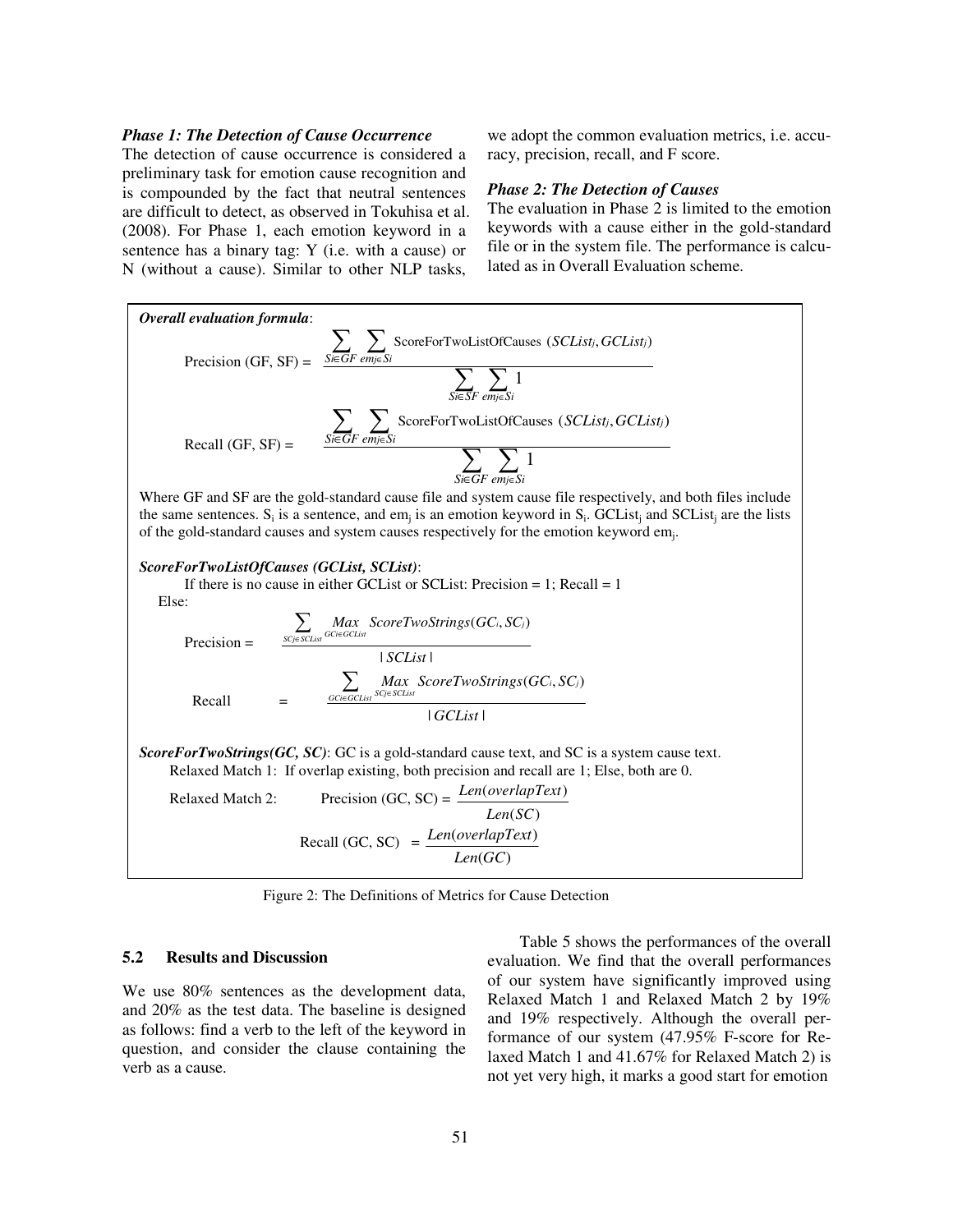***Phase 1: The Detection of Cause Occurrence***

The detection of cause occurrence is considered a preliminary task for emotion cause recognition and is compounded by the fact that neutral sentences are difficult to detect, as observed in Tokuhisa et al. (2008). For Phase 1, each emotion keyword in a sentence has a binary tag: Y (i.e. with a cause) or N (without a cause). Similar to other NLP tasks, we adopt the common evaluation metrics, i.e. accuracy, precision, recall, and F score.

***Phase 2: The Detection of Causes***

The evaluation in Phase 2 is limited to the emotion keywords with a cause either in the gold-standard file or in the system file. The performance is calculated as in Overall Evaluation scheme.

***Overall evaluation formula***:

$$\text{Precision (GF, SF)} = \frac{\sum_{Si \in GF} \sum_{em_j \in Si} \text{ScoreForTwoListOfCauses}(SCList_j, GCList_j)}{\sum_{Si \in SF} \sum_{em_j \in Si} 1}$$

$$\text{Recall (GF, SF)} = \frac{\sum_{Si \in GF} \sum_{em_j \in Si} \text{ScoreForTwoListOfCauses}(SCList_j, GCList_j)}{\sum_{Si \in GF} \sum_{em_j \in Si} 1}$$

Where GF and SF are the gold-standard cause file and system cause file respectively, and both files include the same sentences. $S_i$ is a sentence, and $em_j$ is an emotion keyword in $S_i$. $GCList_j$ and $SCList_j$ are the lists of the gold-standard causes and system causes respectively for the emotion keyword $em_j$.

***ScoreForTwoListOfCauses (GCList, SCList)***:

If there is no cause in either GCList or SCList: Precision = 1; Recall = 1

Else:

$$\text{Precision} = \frac{\sum_{SC_j \in SCList} \underset{GC_i \in GCList}{Max} \; ScoreTwoStrings(GC_i, SC_j)}{|SCList|}$$

$$\text{Recall} = \frac{\sum_{GC_i \in GCList} \underset{SC_j \in SCList}{Max} \; ScoreTwoStrings(GC_i, SC_j)}{|GCList|}$$

***ScoreForTwoStrings(GC, SC)***: GC is a gold-standard cause text, and SC is a system cause text.

Relaxed Match 1: If overlap existing, both precision and recall are 1; Else, both are 0.

Relaxed Match 2:

$$\text{Precision (GC, SC)} = \frac{Len(overlapText)}{Len(SC)}$$

$$\text{Recall (GC, SC)} = \frac{Len(overlapText)}{Len(GC)}$$

Figure 2: The Definitions of Metrics for Cause Detection

### 5.2 Results and Discussion

We use 80% sentences as the development data, and 20% as the test data. The baseline is designed as follows: find a verb to the left of the keyword in question, and consider the clause containing the verb as a cause.

Table 5 shows the performances of the overall evaluation. We find that the overall performances of our system have significantly improved using Relaxed Match 1 and Relaxed Match 2 by 19% and 19% respectively. Although the overall performance of our system (47.95% F-score for Relaxed Match 1 and 41.67% for Relaxed Match 2) is not yet very high, it marks a good start for emotion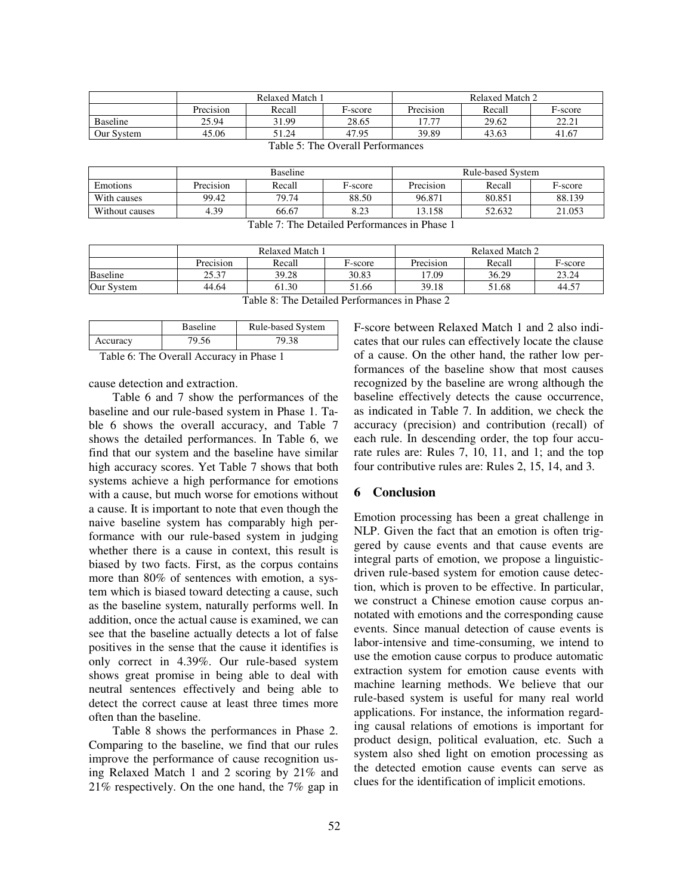|  | Relaxed Match 1 |  |  | Relaxed Match 2 |  |  |
| --- | --- | --- | --- | --- | --- | --- |
|  | Precision | Recall | F-score | Precision | Recall | F-score |
| Baseline | 25.94 | 31.99 | 28.65 | 17.77 | 29.62 | 22.21 |
| Our System | 45.06 | 51.24 | 47.95 | 39.89 | 43.63 | 41.67 |

Table 5: The Overall Performances

|  | Baseline |  |  | Rule-based System |  |  |
| --- | --- | --- | --- | --- | --- | --- |
| Emotions | Precision | Recall | F-score | Precision | Recall | F-score |
| With causes | 99.42 | 79.74 | 88.50 | 96.871 | 80.851 | 88.139 |
| Without causes | 4.39 | 66.67 | 8.23 | 13.158 | 52.632 | 21.053 |

Table 7: The Detailed Performances in Phase 1

|  | Relaxed Match 1 |  |  | Relaxed Match 2 |  |  |
| --- | --- | --- | --- | --- | --- | --- |
|  | Precision | Recall | F-score | Precision | Recall | F-score |
| Baseline | 25.37 | 39.28 | 30.83 | 17.09 | 36.29 | 23.24 |
| Our System | 44.64 | 61.30 | 51.66 | 39.18 | 51.68 | 44.57 |

Table 8: The Detailed Performances in Phase 2

|  | Baseline | Rule-based System |
| --- | --- | --- |
| Accuracy | 79.56 | 79.38 |

Table 6: The Overall Accuracy in Phase 1

cause detection and extraction.

Table 6 and 7 show the performances of the baseline and our rule-based system in Phase 1. Table 6 shows the overall accuracy, and Table 7 shows the detailed performances. In Table 6, we find that our system and the baseline have similar high accuracy scores. Yet Table 7 shows that both systems achieve a high performance for emotions with a cause, but much worse for emotions without a cause. It is important to note that even though the naive baseline system has comparably high performance with our rule-based system in judging whether there is a cause in context, this result is biased by two facts. First, as the corpus contains more than 80% of sentences with emotion, a system which is biased toward detecting a cause, such as the baseline system, naturally performs well. In addition, once the actual cause is examined, we can see that the baseline actually detects a lot of false positives in the sense that the cause it identifies is only correct in 4.39%. Our rule-based system shows great promise in being able to deal with neutral sentences effectively and being able to detect the correct cause at least three times more often than the baseline.

Table 8 shows the performances in Phase 2. Comparing to the baseline, we find that our rules improve the performance of cause recognition using Relaxed Match 1 and 2 scoring by 21% and 21% respectively. On the one hand, the 7% gap in F-score between Relaxed Match 1 and 2 also indicates that our rules can effectively locate the clause of a cause. On the other hand, the rather low performances of the baseline show that most causes recognized by the baseline are wrong although the baseline effectively detects the cause occurrence, as indicated in Table 7. In addition, we check the accuracy (precision) and contribution (recall) of each rule. In descending order, the top four accurate rules are: Rules 7, 10, 11, and 1; and the top four contributive rules are: Rules 2, 15, 14, and 3.

## 6 Conclusion

Emotion processing has been a great challenge in NLP. Given the fact that an emotion is often triggered by cause events and that cause events are integral parts of emotion, we propose a linguistic-driven rule-based system for emotion cause detection, which is proven to be effective. In particular, we construct a Chinese emotion cause corpus annotated with emotions and the corresponding cause events. Since manual detection of cause events is labor-intensive and time-consuming, we intend to use the emotion cause corpus to produce automatic extraction system for emotion cause events with machine learning methods. We believe that our rule-based system is useful for many real world applications. For instance, the information regarding causal relations of emotions is important for product design, political evaluation, etc. Such a system also shed light on emotion processing as the detected emotion cause events can serve as clues for the identification of implicit emotions.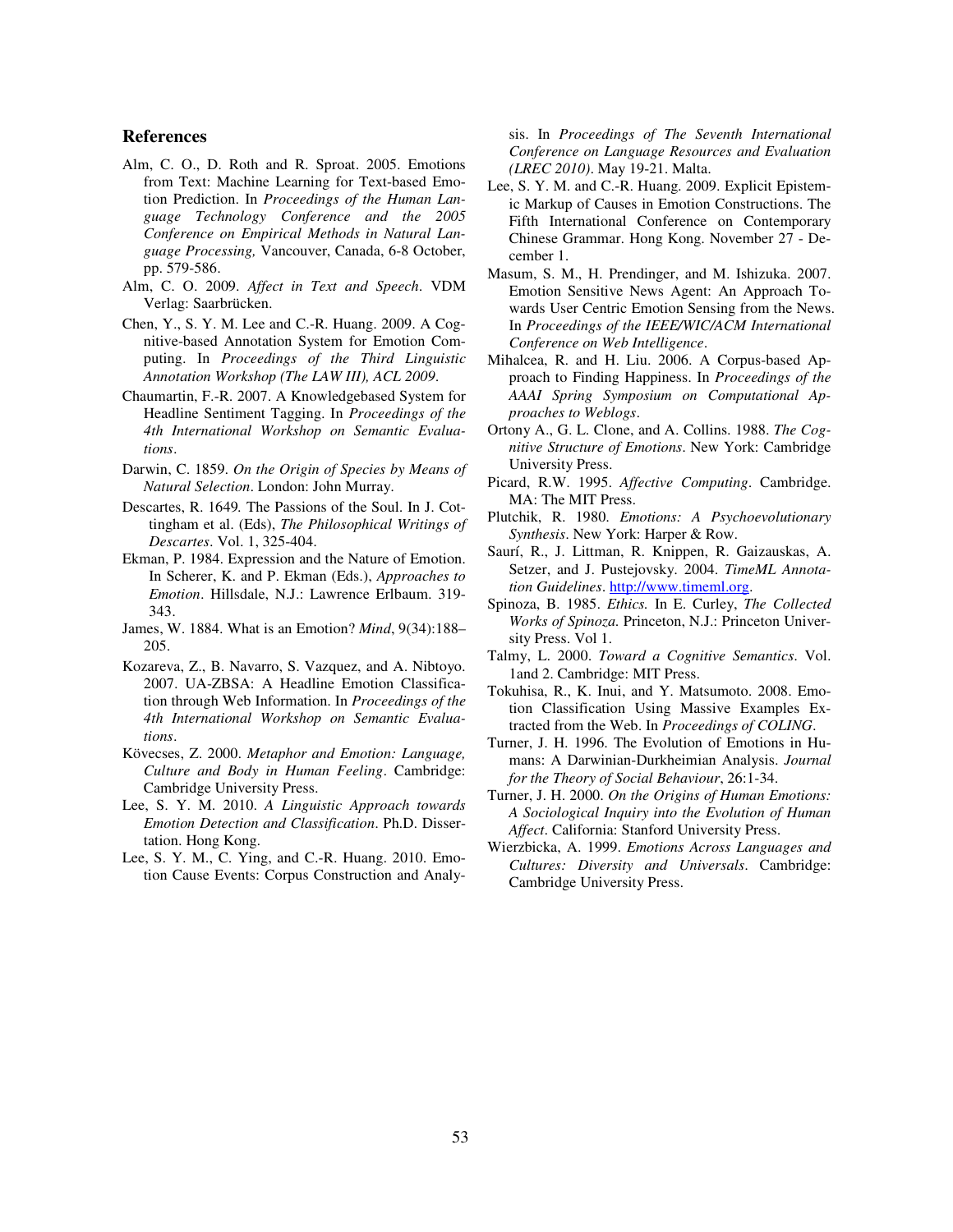## References

Alm, C. O., D. Roth and R. Sproat. 2005. Emotions from Text: Machine Learning for Text-based Emotion Prediction. In *Proceedings of the Human Language Technology Conference and the 2005 Conference on Empirical Methods in Natural Language Processing,* Vancouver, Canada, 6-8 October, pp. 579-586.

Alm, C. O. 2009. *Affect in Text and Speech*. VDM Verlag: Saarbrücken.

Chen, Y., S. Y. M. Lee and C.-R. Huang. 2009. A Cognitive-based Annotation System for Emotion Computing. In *Proceedings of the Third Linguistic Annotation Workshop (The LAW III), ACL 2009*.

Chaumartin, F.-R. 2007. A Knowledgebased System for Headline Sentiment Tagging. In *Proceedings of the 4th International Workshop on Semantic Evaluations*.

Darwin, C. 1859. *On the Origin of Species by Means of Natural Selection*. London: John Murray.

Descartes, R. 1649. The Passions of the Soul. In J. Cottingham et al. (Eds), *The Philosophical Writings of Descartes*. Vol. 1, 325-404.

Ekman, P. 1984. Expression and the Nature of Emotion. In Scherer, K. and P. Ekman (Eds.), *Approaches to Emotion*. Hillsdale, N.J.: Lawrence Erlbaum. 319-343.

James, W. 1884. What is an Emotion? *Mind*, 9(34):188–205.

Kozareva, Z., B. Navarro, S. Vazquez, and A. Nibtoyo. 2007. UA-ZBSA: A Headline Emotion Classification through Web Information. In *Proceedings of the 4th International Workshop on Semantic Evaluations*.

Kövecses, Z. 2000. *Metaphor and Emotion: Language, Culture and Body in Human Feeling*. Cambridge: Cambridge University Press.

Lee, S. Y. M. 2010. *A Linguistic Approach towards Emotion Detection and Classification*. Ph.D. Dissertation. Hong Kong.

Lee, S. Y. M., C. Ying, and C.-R. Huang. 2010. Emotion Cause Events: Corpus Construction and Analysis. In *Proceedings of The Seventh International Conference on Language Resources and Evaluation (LREC 2010)*. May 19-21. Malta.

Lee, S. Y. M. and C.-R. Huang. 2009. Explicit Epistemic Markup of Causes in Emotion Constructions. The Fifth International Conference on Contemporary Chinese Grammar. Hong Kong. November 27 - December 1.

Masum, S. M., H. Prendinger, and M. Ishizuka. 2007. Emotion Sensitive News Agent: An Approach Towards User Centric Emotion Sensing from the News. In *Proceedings of the IEEE/WIC/ACM International Conference on Web Intelligence*.

Mihalcea, R. and H. Liu. 2006. A Corpus-based Approach to Finding Happiness. In *Proceedings of the AAAI Spring Symposium on Computational Approaches to Weblogs*.

Ortony A., G. L. Clone, and A. Collins. 1988. *The Cognitive Structure of Emotions*. New York: Cambridge University Press.

Picard, R.W. 1995. *Affective Computing*. Cambridge. MA: The MIT Press.

Plutchik, R. 1980. *Emotions: A Psychoevolutionary Synthesis*. New York: Harper & Row.

Saurí, R., J. Littman, R. Knippen, R. Gaizauskas, A. Setzer, and J. Pustejovsky. 2004. *TimeML Annotation Guidelines*. http://www.timeml.org.

Spinoza, B. 1985. *Ethics.* In E. Curley, *The Collected Works of Spinoza*. Princeton, N.J.: Princeton University Press. Vol 1.

Talmy, L. 2000. *Toward a Cognitive Semantics*. Vol. 1and 2. Cambridge: MIT Press.

Tokuhisa, R., K. Inui, and Y. Matsumoto. 2008. Emotion Classification Using Massive Examples Extracted from the Web. In *Proceedings of COLING*.

Turner, J. H. 1996. The Evolution of Emotions in Humans: A Darwinian-Durkheimian Analysis. *Journal for the Theory of Social Behaviour*, 26:1-34.

Turner, J. H. 2000. *On the Origins of Human Emotions: A Sociological Inquiry into the Evolution of Human Affect*. California: Stanford University Press.

Wierzbicka, A. 1999. *Emotions Across Languages and Cultures: Diversity and Universals*. Cambridge: Cambridge University Press.